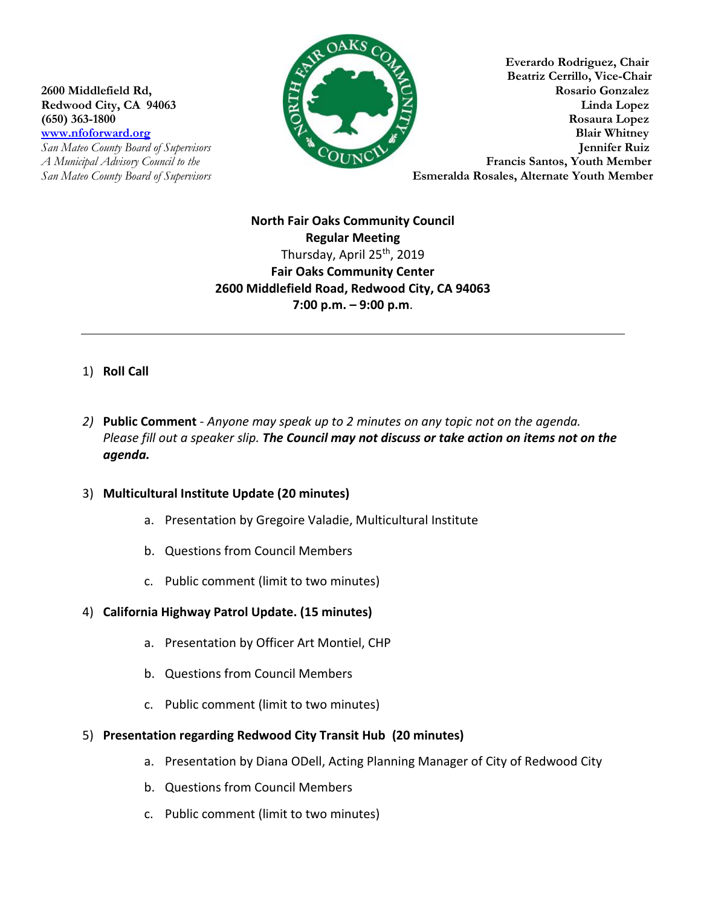2600 Middlefield Rd,
Redwood City, CA 94063
(650) 363-1800
[www.nfoforward.org](http://www.nfoforward.org)
*San Mateo County Board of Supervisors*
*A Municipal Advisory Council to the*
*San Mateo County Board of Supervisors*

**Everardo Rodriguez, Chair**
**Beatriz Cerrillo, Vice-Chair**
**Rosario Gonzalez**
**Linda Lopez**
**Rosaura Lopez**
**Blair Whitney**
**Jennifer Ruiz**
**Francis Santos, Youth Member**
**Esmeralda Rosales, Alternate Youth Member**

**North Fair Oaks Community Council**
**Regular Meeting**
Thursday, April 25th, 2019
**Fair Oaks Community Center**
**2600 Middlefield Road, Redwood City, CA 94063**
**7:00 p.m. – 9:00 p.m**.

---

1) **Roll Call**

2) **Public Comment** - *Anyone may speak up to 2 minutes on any topic not on the agenda. Please fill out a speaker slip.* ***The Council may not discuss or take action on items not on the agenda.***

3) **Multicultural Institute Update (20 minutes)**
   a. Presentation by Gregoire Valadie, Multicultural Institute
   b. Questions from Council Members
   c. Public comment (limit to two minutes)

4) **California Highway Patrol Update. (15 minutes)**
   a. Presentation by Officer Art Montiel, CHP
   b. Questions from Council Members
   c. Public comment (limit to two minutes)

5) **Presentation regarding Redwood City Transit Hub (20 minutes)**
   a. Presentation by Diana ODell, Acting Planning Manager of City of Redwood City
   b. Questions from Council Members
   c. Public comment (limit to two minutes)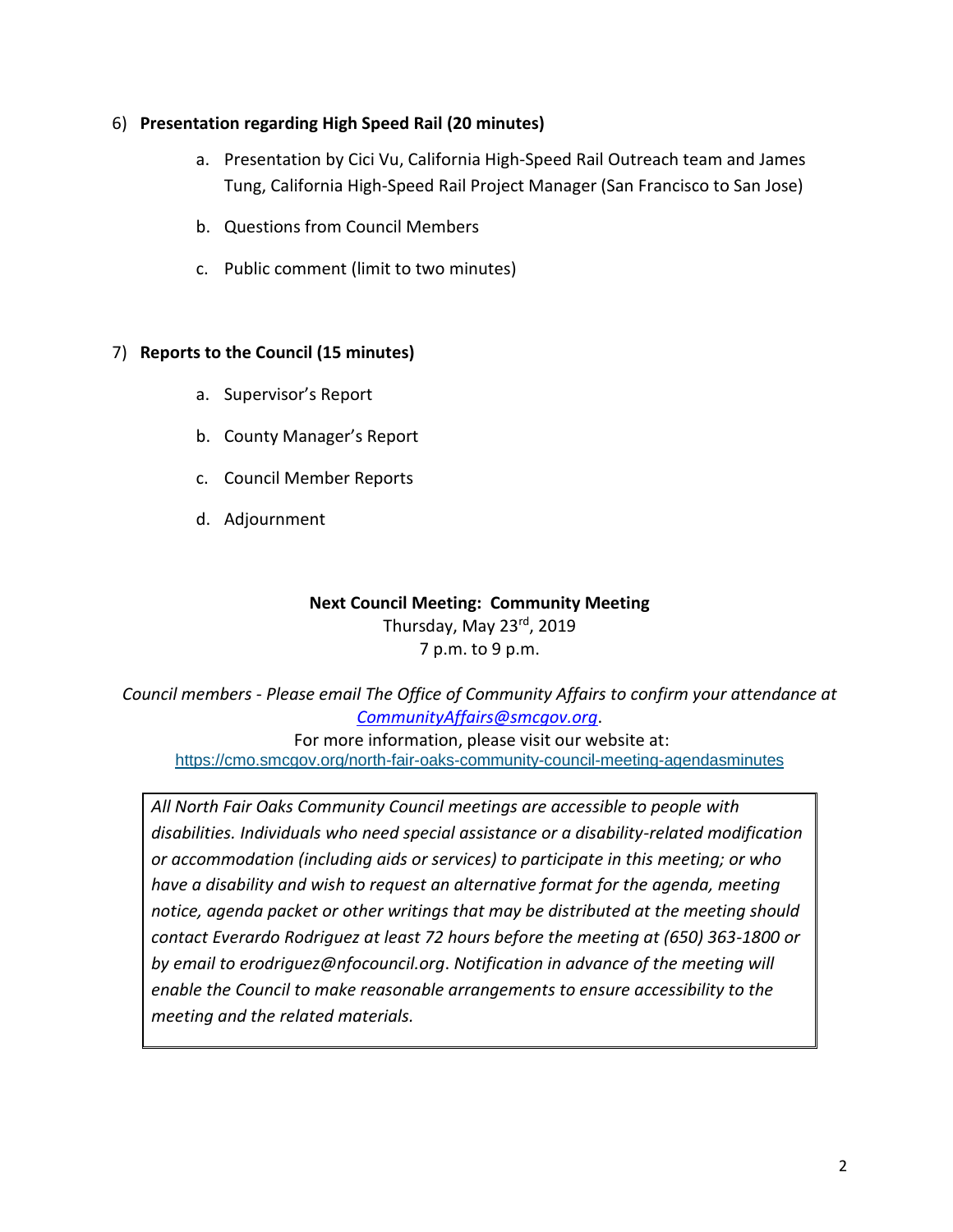6) **Presentation regarding High Speed Rail (20 minutes)**

   a. Presentation by Cici Vu, California High-Speed Rail Outreach team and James Tung, California High-Speed Rail Project Manager (San Francisco to San Jose)

   b. Questions from Council Members

   c. Public comment (limit to two minutes)

7) **Reports to the Council (15 minutes)**

   a. Supervisor's Report

   b. County Manager's Report

   c. Council Member Reports

   d. Adjournment

**Next Council Meeting: Community Meeting**
Thursday, May 23rd, 2019
7 p.m. to 9 p.m.

*Council members - Please email The Office of Community Affairs to confirm your attendance at CommunityAffairs@smcgov.org.*
For more information, please visit our website at:
https://cmo.smcgov.org/north-fair-oaks-community-council-meeting-agendasminutes

*All North Fair Oaks Community Council meetings are accessible to people with disabilities. Individuals who need special assistance or a disability-related modification or accommodation (including aids or services) to participate in this meeting; or who have a disability and wish to request an alternative format for the agenda, meeting notice, agenda packet or other writings that may be distributed at the meeting should contact Everardo Rodriguez at least 72 hours before the meeting at (650) 363-1800 or by email to erodriguez@nfocouncil.org. Notification in advance of the meeting will enable the Council to make reasonable arrangements to ensure accessibility to the meeting and the related materials.*